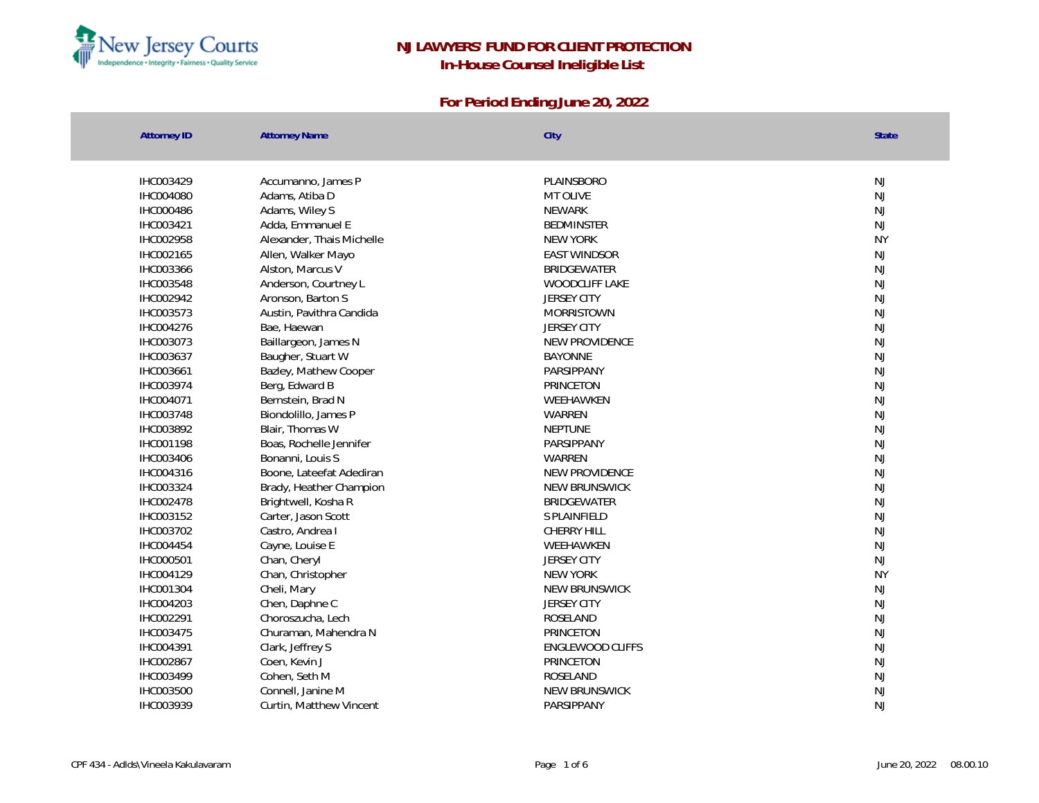# NJ LAWYERS' FUND FOR CLIENT PROTECTION

## In-House Counsel Ineligible List

### For Period Ending June 20, 2022

| Attorney ID | Attorney Name | City | State |
|---|---|---|---|
| IHC003429 | Accumanno, James P | PLAINSBORO | NJ |
| IHC004080 | Adams, Atiba D | MT OLIVE | NJ |
| IHC000486 | Adams, Wiley S | NEWARK | NJ |
| IHC003421 | Adda, Emmanuel E | BEDMINSTER | NJ |
| IHC002958 | Alexander, Thais Michelle | NEW YORK | NY |
| IHC002165 | Allen, Walker Mayo | EAST WINDSOR | NJ |
| IHC003366 | Alston, Marcus V | BRIDGEWATER | NJ |
| IHC003548 | Anderson, Courtney L | WOODCLIFF LAKE | NJ |
| IHC002942 | Aronson, Barton S | JERSEY CITY | NJ |
| IHC003573 | Austin, Pavithra Candida | MORRISTOWN | NJ |
| IHC004276 | Bae, Haewan | JERSEY CITY | NJ |
| IHC003073 | Baillargeon, James N | NEW PROVIDENCE | NJ |
| IHC003637 | Baugher, Stuart W | BAYONNE | NJ |
| IHC003661 | Bazley, Mathew Cooper | PARSIPPANY | NJ |
| IHC003974 | Berg, Edward B | PRINCETON | NJ |
| IHC004071 | Bernstein, Brad N | WEEHAWKEN | NJ |
| IHC003748 | Biondolillo, James P | WARREN | NJ |
| IHC003892 | Blair, Thomas W | NEPTUNE | NJ |
| IHC001198 | Boas, Rochelle Jennifer | PARSIPPANY | NJ |
| IHC003406 | Bonanni, Louis S | WARREN | NJ |
| IHC004316 | Boone, Lateefat Adediran | NEW PROVIDENCE | NJ |
| IHC003324 | Brady, Heather Champion | NEW BRUNSWICK | NJ |
| IHC002478 | Brightwell, Kosha R | BRIDGEWATER | NJ |
| IHC003152 | Carter, Jason Scott | S PLAINFIELD | NJ |
| IHC003702 | Castro, Andrea I | CHERRY HILL | NJ |
| IHC004454 | Cayne, Louise E | WEEHAWKEN | NJ |
| IHC000501 | Chan, Cheryl | JERSEY CITY | NJ |
| IHC004129 | Chan, Christopher | NEW YORK | NY |
| IHC001304 | Cheli, Mary | NEW BRUNSWICK | NJ |
| IHC004203 | Chen, Daphne C | JERSEY CITY | NJ |
| IHC002291 | Choroszucha, Lech | ROSELAND | NJ |
| IHC003475 | Churaman, Mahendra N | PRINCETON | NJ |
| IHC004391 | Clark, Jeffrey S | ENGLEWOOD CLIFFS | NJ |
| IHC002867 | Coen, Kevin J | PRINCETON | NJ |
| IHC003499 | Cohen, Seth M | ROSELAND | NJ |
| IHC003500 | Connell, Janine M | NEW BRUNSWICK | NJ |
| IHC003939 | Curtin, Matthew Vincent | PARSIPPANY | NJ |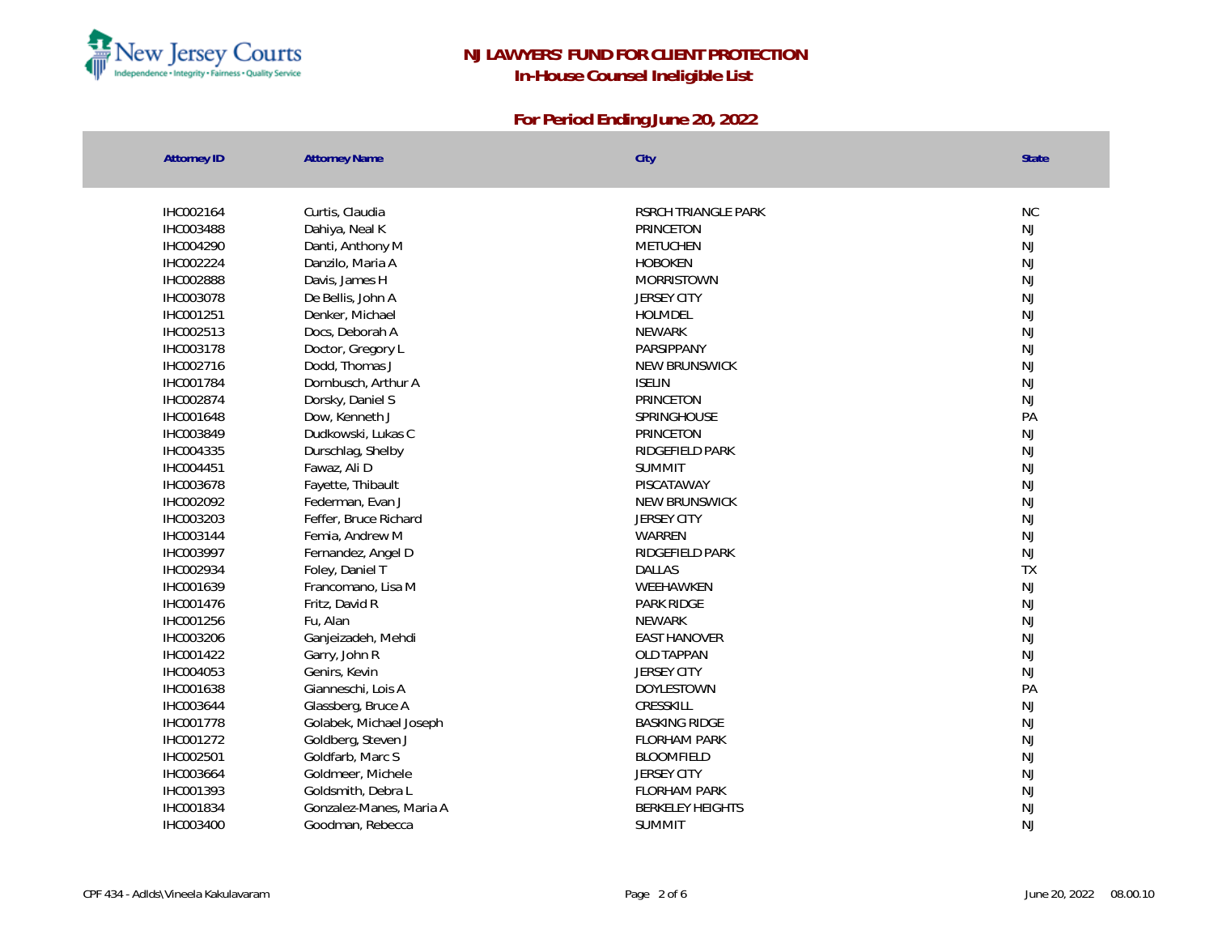# NJ LAWYERS' FUND FOR CLIENT PROTECTION

## In-House Counsel Ineligible List

### For Period Ending June 20, 2022

| Attorney ID | Attorney Name | City | State |
|---|---|---|---|
| IHC002164 | Curtis, Claudia | RSRCH TRIANGLE PARK | NC |
| IHC003488 | Dahiya, Neal K | PRINCETON | NJ |
| IHC004290 | Danti, Anthony M | METUCHEN | NJ |
| IHC002224 | Danzilo, Maria A | HOBOKEN | NJ |
| IHC002888 | Davis, James H | MORRISTOWN | NJ |
| IHC003078 | De Bellis, John A | JERSEY CITY | NJ |
| IHC001251 | Denker, Michael | HOLMDEL | NJ |
| IHC002513 | Docs, Deborah A | NEWARK | NJ |
| IHC003178 | Doctor, Gregory L | PARSIPPANY | NJ |
| IHC002716 | Dodd, Thomas J | NEW BRUNSWICK | NJ |
| IHC001784 | Dornbusch, Arthur A | ISELIN | NJ |
| IHC002874 | Dorsky, Daniel S | PRINCETON | NJ |
| IHC001648 | Dow, Kenneth J | SPRINGHOUSE | PA |
| IHC003849 | Dudkowski, Lukas C | PRINCETON | NJ |
| IHC004335 | Durschlag, Shelby | RIDGEFIELD PARK | NJ |
| IHC004451 | Fawaz, Ali D | SUMMIT | NJ |
| IHC003678 | Fayette, Thibault | PISCATAWAY | NJ |
| IHC002092 | Federman, Evan J | NEW BRUNSWICK | NJ |
| IHC003203 | Feffer, Bruce Richard | JERSEY CITY | NJ |
| IHC003144 | Femia, Andrew M | WARREN | NJ |
| IHC003997 | Fernandez, Angel D | RIDGEFIELD PARK | NJ |
| IHC002934 | Foley, Daniel T | DALLAS | TX |
| IHC001639 | Francomano, Lisa M | WEEHAWKEN | NJ |
| IHC001476 | Fritz, David R | PARK RIDGE | NJ |
| IHC001256 | Fu, Alan | NEWARK | NJ |
| IHC003206 | Ganjeizadeh, Mehdi | EAST HANOVER | NJ |
| IHC001422 | Garry, John R | OLD TAPPAN | NJ |
| IHC004053 | Genirs, Kevin | JERSEY CITY | NJ |
| IHC001638 | Gianneschi, Lois A | DOYLESTOWN | PA |
| IHC003644 | Glassberg, Bruce A | CRESSKILL | NJ |
| IHC001778 | Golabek, Michael Joseph | BASKING RIDGE | NJ |
| IHC001272 | Goldberg, Steven J | FLORHAM PARK | NJ |
| IHC002501 | Goldfarb, Marc S | BLOOMFIELD | NJ |
| IHC003664 | Goldmeer, Michele | JERSEY CITY | NJ |
| IHC001393 | Goldsmith, Debra L | FLORHAM PARK | NJ |
| IHC001834 | Gonzalez-Manes, Maria A | BERKELEY HEIGHTS | NJ |
| IHC003400 | Goodman, Rebecca | SUMMIT | NJ |

CPF 434 - AdIds\Vineela Kakulavaram June 20, 2022 08.00.10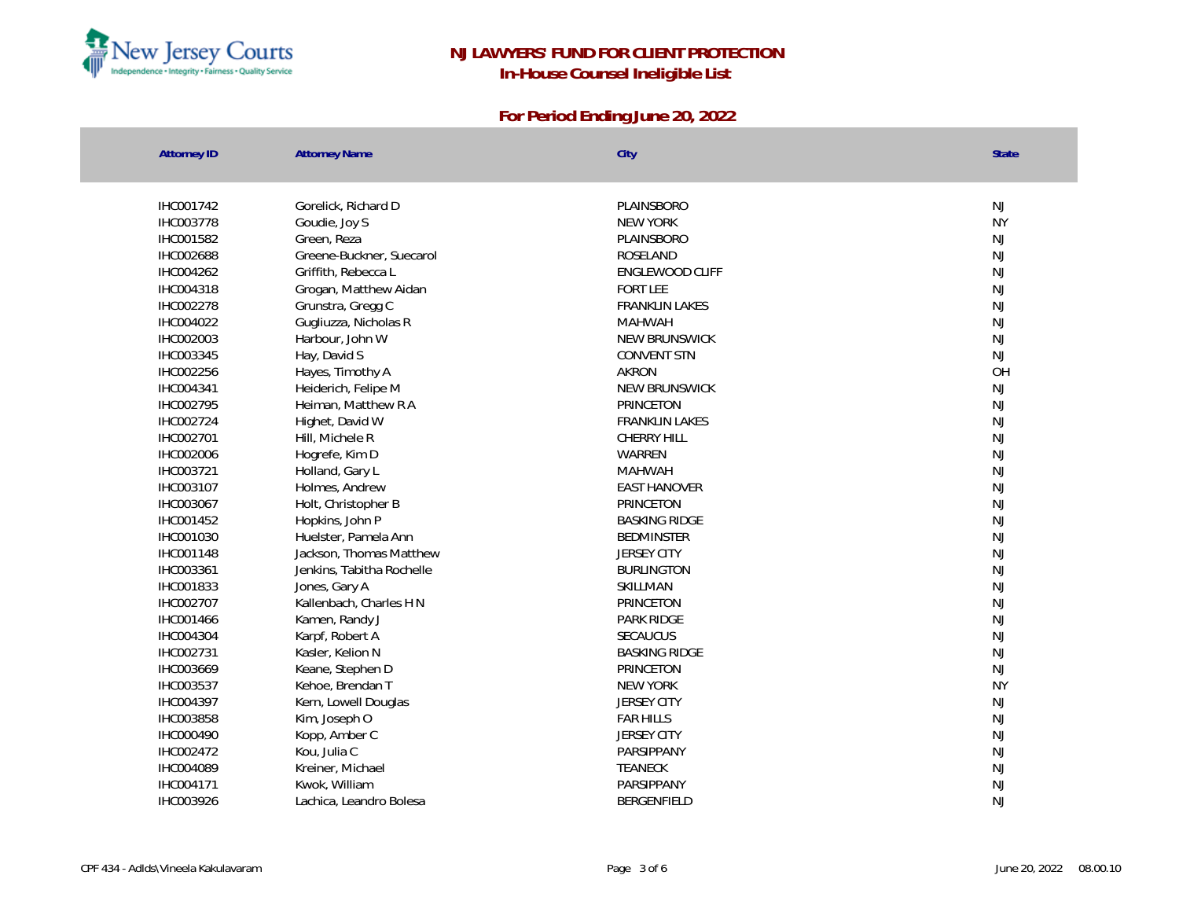# NJ LAWYERS' FUND FOR CLIENT PROTECTION

## In-House Counsel Ineligible List

### For Period Ending June 20, 2022

| Attorney ID | Attorney Name | City | State |
|---|---|---|---|
| IHC001742 | Gorelick, Richard D | PLAINSBORO | NJ |
| IHC003778 | Goudie, Joy S | NEW YORK | NY |
| IHC001582 | Green, Reza | PLAINSBORO | NJ |
| IHC002688 | Greene-Buckner, Suecarol | ROSELAND | NJ |
| IHC004262 | Griffith, Rebecca L | ENGLEWOOD CLIFF | NJ |
| IHC004318 | Grogan, Matthew Aidan | FORT LEE | NJ |
| IHC002278 | Grunstra, Gregg C | FRANKLIN LAKES | NJ |
| IHC004022 | Gugliuzza, Nicholas R | MAHWAH | NJ |
| IHC002003 | Harbour, John W | NEW BRUNSWICK | NJ |
| IHC003345 | Hay, David S | CONVENT STN | NJ |
| IHC002256 | Hayes, Timothy A | AKRON | OH |
| IHC004341 | Heiderich, Felipe M | NEW BRUNSWICK | NJ |
| IHC002795 | Heiman, Matthew R A | PRINCETON | NJ |
| IHC002724 | Highet, David W | FRANKLIN LAKES | NJ |
| IHC002701 | Hill, Michele R | CHERRY HILL | NJ |
| IHC002006 | Hogrefe, Kim D | WARREN | NJ |
| IHC003721 | Holland, Gary L | MAHWAH | NJ |
| IHC003107 | Holmes, Andrew | EAST HANOVER | NJ |
| IHC003067 | Holt, Christopher B | PRINCETON | NJ |
| IHC001452 | Hopkins, John P | BASKING RIDGE | NJ |
| IHC001030 | Huelster, Pamela Ann | BEDMINSTER | NJ |
| IHC001148 | Jackson, Thomas Matthew | JERSEY CITY | NJ |
| IHC003361 | Jenkins, Tabitha Rochelle | BURLINGTON | NJ |
| IHC001833 | Jones, Gary A | SKILLMAN | NJ |
| IHC002707 | Kallenbach, Charles H N | PRINCETON | NJ |
| IHC001466 | Kamen, Randy J | PARK RIDGE | NJ |
| IHC004304 | Karpf, Robert A | SECAUCUS | NJ |
| IHC002731 | Kasler, Kelion N | BASKING RIDGE | NJ |
| IHC003669 | Keane, Stephen D | PRINCETON | NJ |
| IHC003537 | Kehoe, Brendan T | NEW YORK | NY |
| IHC004397 | Kern, Lowell Douglas | JERSEY CITY | NJ |
| IHC003858 | Kim, Joseph O | FAR HILLS | NJ |
| IHC000490 | Kopp, Amber C | JERSEY CITY | NJ |
| IHC002472 | Kou, Julia C | PARSIPPANY | NJ |
| IHC004089 | Kreiner, Michael | TEANECK | NJ |
| IHC004171 | Kwok, William | PARSIPPANY | NJ |
| IHC003926 | Lachica, Leandro Bolesa | BERGENFIELD | NJ |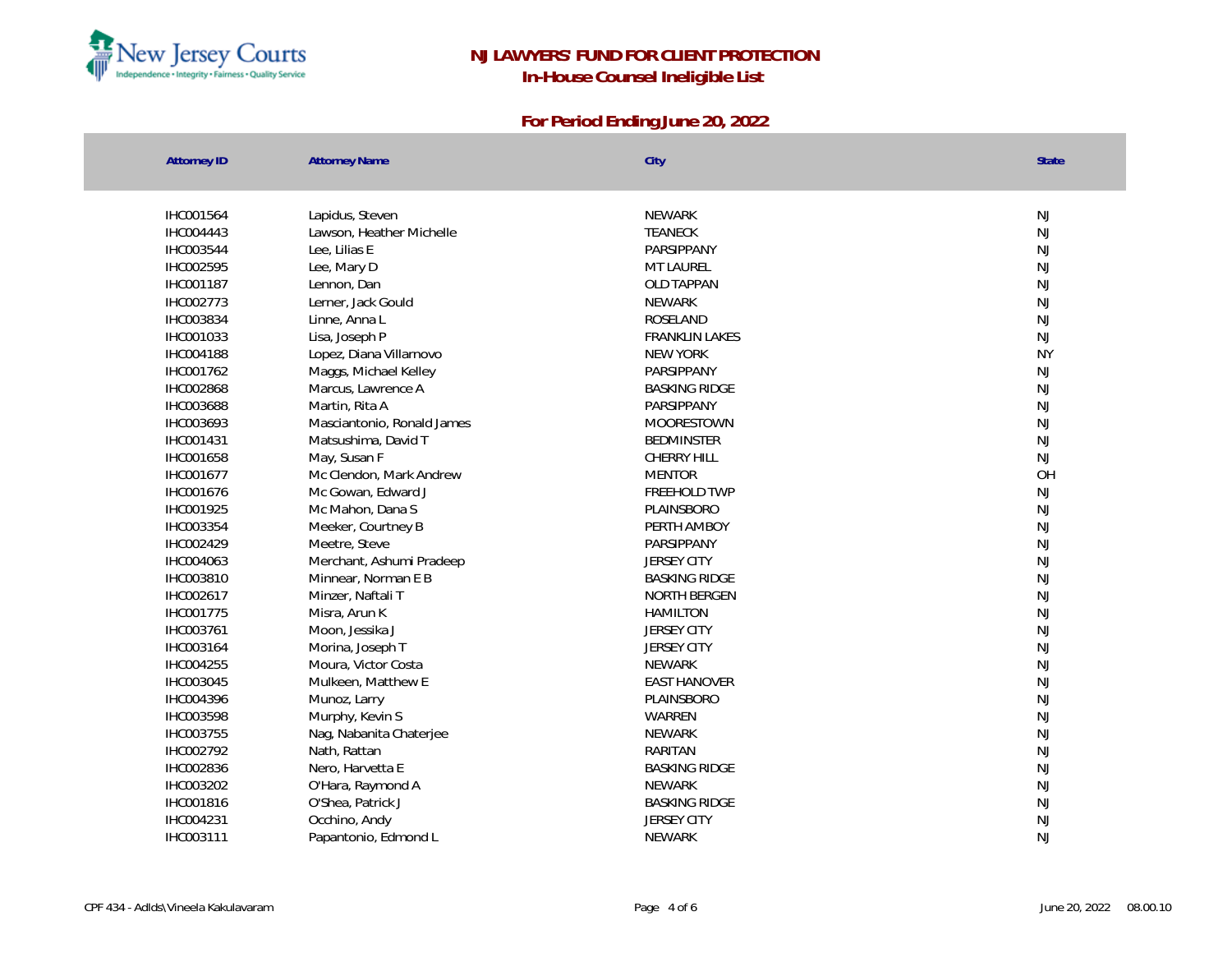# NJ LAWYERS' FUND FOR CLIENT PROTECTION

## In-House Counsel Ineligible List

### For Period Ending June 20, 2022

| Attorney ID | Attorney Name | City | State |
|---|---|---|---|
| IHC001564 | Lapidus, Steven | NEWARK | NJ |
| IHC004443 | Lawson, Heather Michelle | TEANECK | NJ |
| IHC003544 | Lee, Lilias E | PARSIPPANY | NJ |
| IHC002595 | Lee, Mary D | MT LAUREL | NJ |
| IHC001187 | Lennon, Dan | OLD TAPPAN | NJ |
| IHC002773 | Lerner, Jack Gould | NEWARK | NJ |
| IHC003834 | Linne, Anna L | ROSELAND | NJ |
| IHC001033 | Lisa, Joseph P | FRANKLIN LAKES | NJ |
| IHC004188 | Lopez, Diana Villarnovo | NEW YORK | NY |
| IHC001762 | Maggs, Michael Kelley | PARSIPPANY | NJ |
| IHC002868 | Marcus, Lawrence A | BASKING RIDGE | NJ |
| IHC003688 | Martin, Rita A | PARSIPPANY | NJ |
| IHC003693 | Masciantonio, Ronald James | MOORESTOWN | NJ |
| IHC001431 | Matsushima, David T | BEDMINSTER | NJ |
| IHC001658 | May, Susan F | CHERRY HILL | NJ |
| IHC001677 | Mc Clendon, Mark Andrew | MENTOR | OH |
| IHC001676 | Mc Gowan, Edward J | FREEHOLD TWP | NJ |
| IHC001925 | Mc Mahon, Dana S | PLAINSBORO | NJ |
| IHC003354 | Meeker, Courtney B | PERTH AMBOY | NJ |
| IHC002429 | Meetre, Steve | PARSIPPANY | NJ |
| IHC004063 | Merchant, Ashumi Pradeep | JERSEY CITY | NJ |
| IHC003810 | Minnear, Norman E B | BASKING RIDGE | NJ |
| IHC002617 | Minzer, Naftali T | NORTH BERGEN | NJ |
| IHC001775 | Misra, Arun K | HAMILTON | NJ |
| IHC003761 | Moon, Jessika J | JERSEY CITY | NJ |
| IHC003164 | Morina, Joseph T | JERSEY CITY | NJ |
| IHC004255 | Moura, Victor Costa | NEWARK | NJ |
| IHC003045 | Mulkeen, Matthew E | EAST HANOVER | NJ |
| IHC004396 | Munoz, Larry | PLAINSBORO | NJ |
| IHC003598 | Murphy, Kevin S | WARREN | NJ |
| IHC003755 | Nag, Nabanita Chaterjee | NEWARK | NJ |
| IHC002792 | Nath, Rattan | RARITAN | NJ |
| IHC002836 | Nero, Harvetta E | BASKING RIDGE | NJ |
| IHC003202 | O'Hara, Raymond A | NEWARK | NJ |
| IHC001816 | O'Shea, Patrick J | BASKING RIDGE | NJ |
| IHC004231 | Occhino, Andy | JERSEY CITY | NJ |
| IHC003111 | Papantonio, Edmond L | NEWARK | NJ |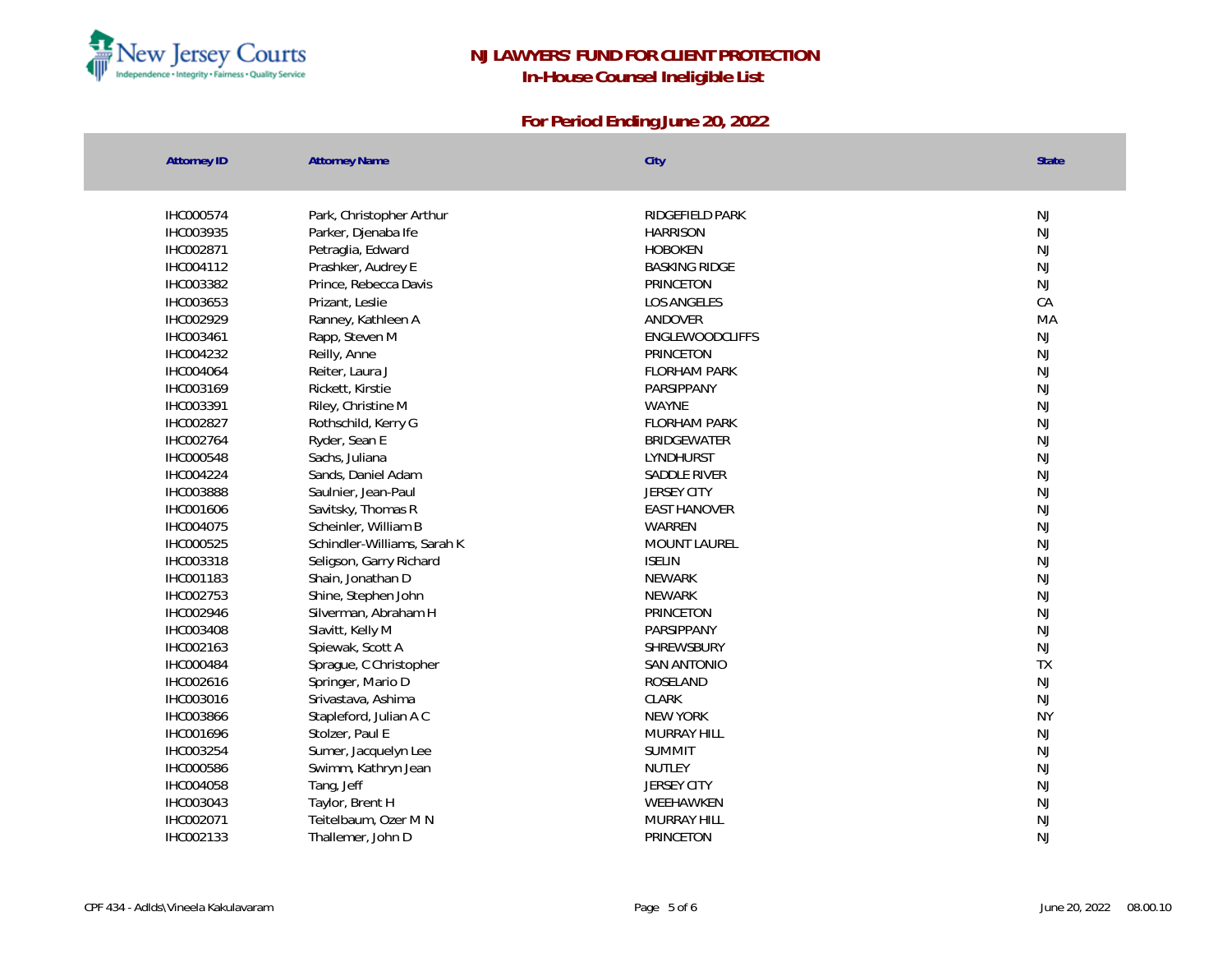## NJ LAWYERS' FUND FOR CLIENT PROTECTION

### In-House Counsel Ineligible List

### For Period Ending June 20, 2022

| Attorney ID | Attorney Name | City | State |
|---|---|---|---|
| IHC000574 | Park, Christopher Arthur | RIDGEFIELD PARK | NJ |
| IHC003935 | Parker, Djenaba Ife | HARRISON | NJ |
| IHC002871 | Petraglia, Edward | HOBOKEN | NJ |
| IHC004112 | Prashker, Audrey E | BASKING RIDGE | NJ |
| IHC003382 | Prince, Rebecca Davis | PRINCETON | NJ |
| IHC003653 | Prizant, Leslie | LOS ANGELES | CA |
| IHC002929 | Ranney, Kathleen A | ANDOVER | MA |
| IHC003461 | Rapp, Steven M | ENGLEWOODCLIFFS | NJ |
| IHC004232 | Reilly, Anne | PRINCETON | NJ |
| IHC004064 | Reiter, Laura J | FLORHAM PARK | NJ |
| IHC003169 | Rickett, Kirstie | PARSIPPANY | NJ |
| IHC003391 | Riley, Christine M | WAYNE | NJ |
| IHC002827 | Rothschild, Kerry G | FLORHAM PARK | NJ |
| IHC002764 | Ryder, Sean E | BRIDGEWATER | NJ |
| IHC000548 | Sachs, Juliana | LYNDHURST | NJ |
| IHC004224 | Sands, Daniel Adam | SADDLE RIVER | NJ |
| IHC003888 | Saulnier, Jean-Paul | JERSEY CITY | NJ |
| IHC001606 | Savitsky, Thomas R | EAST HANOVER | NJ |
| IHC004075 | Scheinler, William B | WARREN | NJ |
| IHC000525 | Schindler-Williams, Sarah K | MOUNT LAUREL | NJ |
| IHC003318 | Seligson, Garry Richard | ISELIN | NJ |
| IHC001183 | Shain, Jonathan D | NEWARK | NJ |
| IHC002753 | Shine, Stephen John | NEWARK | NJ |
| IHC002946 | Silverman, Abraham H | PRINCETON | NJ |
| IHC003408 | Slavitt, Kelly M | PARSIPPANY | NJ |
| IHC002163 | Spiewak, Scott A | SHREWSBURY | NJ |
| IHC000484 | Sprague, C Christopher | SAN ANTONIO | TX |
| IHC002616 | Springer, Mario D | ROSELAND | NJ |
| IHC003016 | Srivastava, Ashima | CLARK | NJ |
| IHC003866 | Stapleford, Julian A C | NEW YORK | NY |
| IHC001696 | Stolzer, Paul E | MURRAY HILL | NJ |
| IHC003254 | Sumer, Jacquelyn Lee | SUMMIT | NJ |
| IHC000586 | Swimm, Kathryn Jean | NUTLEY | NJ |
| IHC004058 | Tang, Jeff | JERSEY CITY | NJ |
| IHC003043 | Taylor, Brent H | WEEHAWKEN | NJ |
| IHC002071 | Teitelbaum, Ozer M N | MURRAY HILL | NJ |
| IHC002133 | Thallemer, John D | PRINCETON | NJ |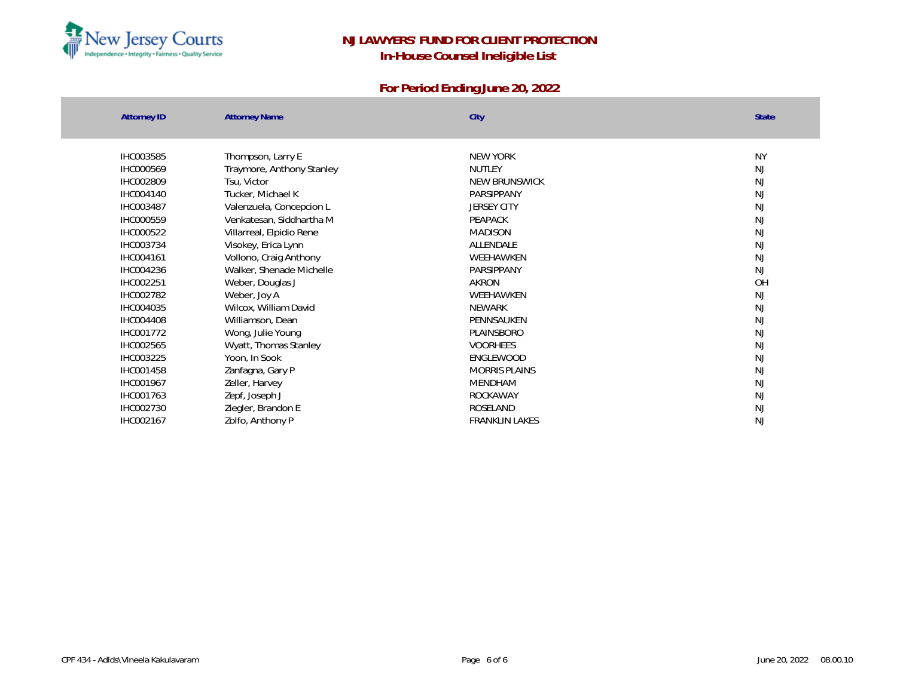# NJ LAWYERS' FUND FOR CLIENT PROTECTION

## In-House Counsel Ineligible List

### For Period Ending June 20, 2022

| Attorney ID | Attorney Name | City | State |
|---|---|---|---|
| IHC003585 | Thompson, Larry E | NEW YORK | NY |
| IHC000569 | Traymore, Anthony Stanley | NUTLEY | NJ |
| IHC002809 | Tsu, Victor | NEW BRUNSWICK | NJ |
| IHC004140 | Tucker, Michael K | PARSIPPANY | NJ |
| IHC003487 | Valenzuela, Concepcion L | JERSEY CITY | NJ |
| IHC000559 | Venkatesan, Siddhartha M | PEAPACK | NJ |
| IHC000522 | Villarreal, Elpidio Rene | MADISON | NJ |
| IHC003734 | Visokey, Erica Lynn | ALLENDALE | NJ |
| IHC004161 | Vollono, Craig Anthony | WEEHAWKEN | NJ |
| IHC004236 | Walker, Shenade Michelle | PARSIPPANY | NJ |
| IHC002251 | Weber, Douglas J | AKRON | OH |
| IHC002782 | Weber, Joy A | WEEHAWKEN | NJ |
| IHC004035 | Wilcox, William David | NEWARK | NJ |
| IHC004408 | Williamson, Dean | PENNSAUKEN | NJ |
| IHC001772 | Wong, Julie Young | PLAINSBORO | NJ |
| IHC002565 | Wyatt, Thomas Stanley | VOORHEES | NJ |
| IHC003225 | Yoon, In Sook | ENGLEWOOD | NJ |
| IHC001458 | Zanfagna, Gary P | MORRIS PLAINS | NJ |
| IHC001967 | Zeller, Harvey | MENDHAM | NJ |
| IHC001763 | Zepf, Joseph J | ROCKAWAY | NJ |
| IHC002730 | Ziegler, Brandon E | ROSELAND | NJ |
| IHC002167 | Zolfo, Anthony P | FRANKLIN LAKES | NJ |